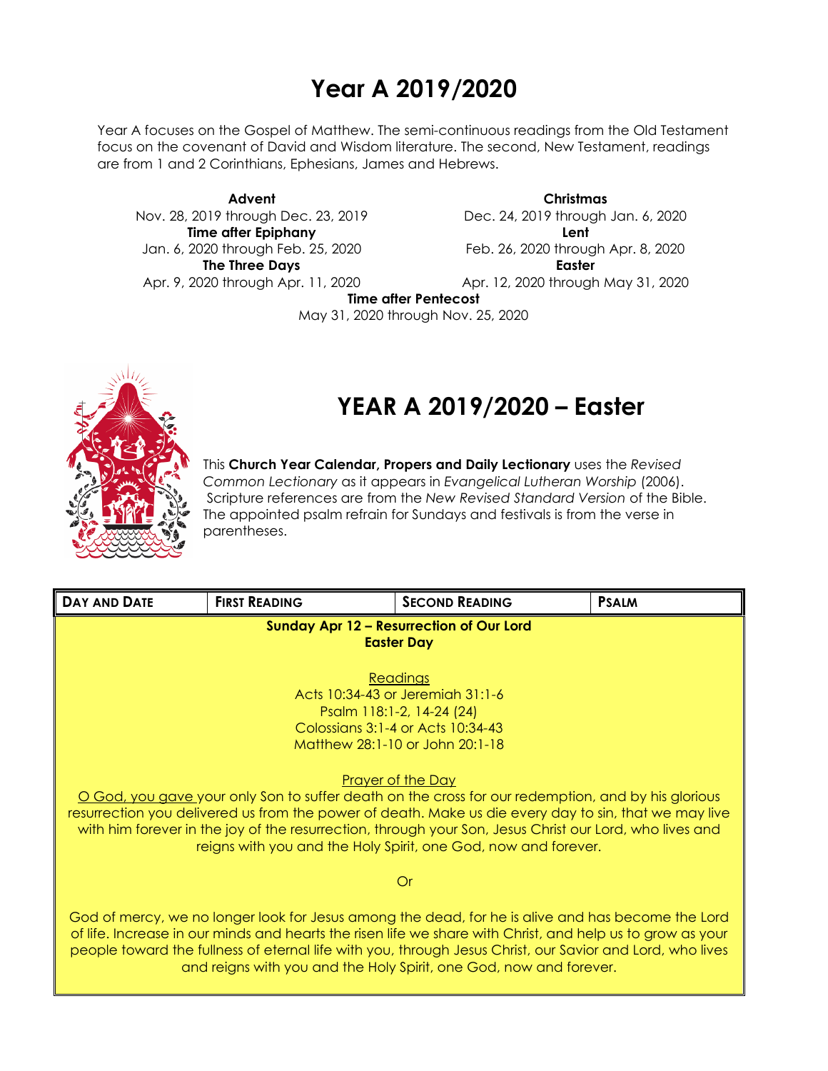# Year A 2019/2020

Year A focuses on the Gospel of Matthew. The semi-continuous readings from the Old Testament focus on the covenant of David and Wisdom literature. The second, New Testament, readings are from 1 and 2 Corinthians, Ephesians, James and Hebrews.

**Advent**
Nov. 28, 2019 through Dec. 23, 2019

**Christmas**
Dec. 24, 2019 through Jan. 6, 2020

**Time after Epiphany**
Jan. 6, 2020 through Feb. 25, 2020

**Lent**
Feb. 26, 2020 through Apr. 8, 2020

**The Three Days**
Apr. 9, 2020 through Apr. 11, 2020

**Easter**
Apr. 12, 2020 through May 31, 2020

**Time after Pentecost**
May 31, 2020 through Nov. 25, 2020

## YEAR A 2019/2020 – Easter

This **Church Year Calendar, Propers and Daily Lectionary** uses the *Revised Common Lectionary* as it appears in *Evangelical Lutheran Worship* (2006). Scripture references are from the *New Revised Standard Version* of the Bible. The appointed psalm refrain for Sundays and festivals is from the verse in parentheses.

| DAY AND DATE | FIRST READING | SECOND READING | PSALM |
|---|---|---|---|

**Sunday Apr 12 – Resurrection of Our Lord**
**Easter Day**

Readings
Acts 10:34-43 or Jeremiah 31:1-6
Psalm 118:1-2, 14-24 (24)
Colossians 3:1-4 or Acts 10:34-43
Matthew 28:1-10 or John 20:1-18

Prayer of the Day
O God, you gave your only Son to suffer death on the cross for our redemption, and by his glorious resurrection you delivered us from the power of death. Make us die every day to sin, that we may live with him forever in the joy of the resurrection, through your Son, Jesus Christ our Lord, who lives and reigns with you and the Holy Spirit, one God, now and forever.

Or

God of mercy, we no longer look for Jesus among the dead, for he is alive and has become the Lord of life. Increase in our minds and hearts the risen life we share with Christ, and help us to grow as your people toward the fullness of eternal life with you, through Jesus Christ, our Savior and Lord, who lives and reigns with you and the Holy Spirit, one God, now and forever.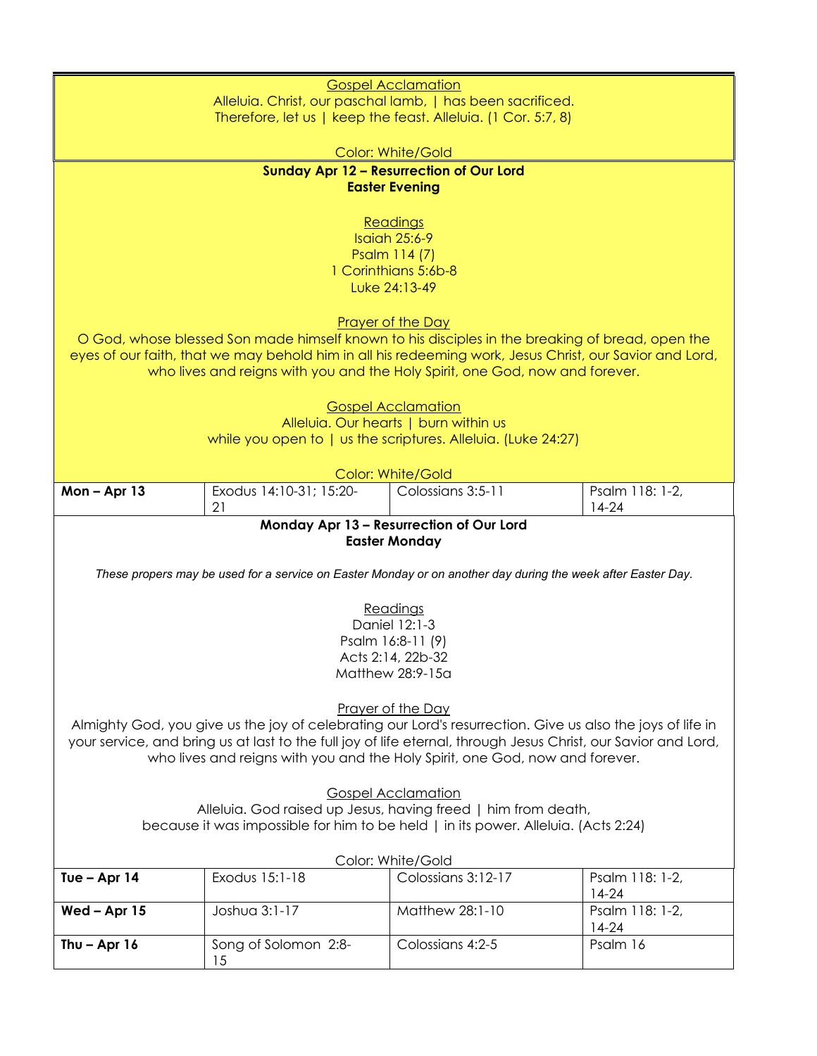Gospel Acclamation

Alleluia. Christ, our paschal lamb, | has been sacrificed.
Therefore, let us | keep the feast. Alleluia. (1 Cor. 5:7, 8)

Color: White/Gold

**Sunday Apr 12 – Resurrection of Our Lord**
**Easter Evening**

Readings

Isaiah 25:6-9
Psalm 114 (7)
1 Corinthians 5:6b-8
Luke 24:13-49

Prayer of the Day

O God, whose blessed Son made himself known to his disciples in the breaking of bread, open the eyes of our faith, that we may behold him in all his redeeming work, Jesus Christ, our Savior and Lord, who lives and reigns with you and the Holy Spirit, one God, now and forever.

Gospel Acclamation

Alleluia. Our hearts | burn within us
while you open to | us the scriptures. Alleluia. (Luke 24:27)

Color: White/Gold

| **Mon – Apr 13** | Exodus 14:10-31; 15:20-21 | Colossians 3:5-11 | Psalm 118: 1-2, 14-24 |
|---|---|---|---|

**Monday Apr 13 – Resurrection of Our Lord**
**Easter Monday**

*These propers may be used for a service on Easter Monday or on another day during the week after Easter Day.*

Readings

Daniel 12:1-3
Psalm 16:8-11 (9)
Acts 2:14, 22b-32
Matthew 28:9-15a

Prayer of the Day

Almighty God, you give us the joy of celebrating our Lord's resurrection. Give us also the joys of life in your service, and bring us at last to the full joy of life eternal, through Jesus Christ, our Savior and Lord, who lives and reigns with you and the Holy Spirit, one God, now and forever.

Gospel Acclamation

Alleluia. God raised up Jesus, having freed | him from death,
because it was impossible for him to be held | in its power. Alleluia. (Acts 2:24)

Color: White/Gold

| **Tue – Apr 14** | Exodus 15:1-18 | Colossians 3:12-17 | Psalm 118: 1-2, 14-24 |
|---|---|---|---|
| **Wed – Apr 15** | Joshua 3:1-17 | Matthew 28:1-10 | Psalm 118: 1-2, 14-24 |
| **Thu – Apr 16** | Song of Solomon 2:8-15 | Colossians 4:2-5 | Psalm 16 |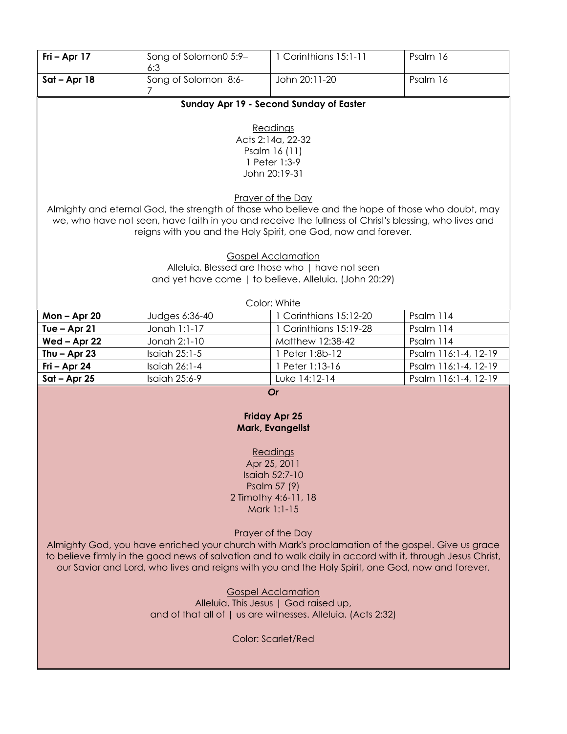| Fri – Apr 17 | Song of Solomon0 5:9–6:3 | 1 Corinthians 15:1-11 | Psalm 16 |
|---|---|---|---|
| Sat – Apr 18 | Song of Solomon 8:6-7 | John 20:11-20 | Psalm 16 |

**Sunday Apr 19 - Second Sunday of Easter**

Readings
Acts 2:14a, 22-32
Psalm 16 (11)
1 Peter 1:3-9
John 20:19-31

Prayer of the Day
Almighty and eternal God, the strength of those who believe and the hope of those who doubt, may we, who have not seen, have faith in you and receive the fullness of Christ's blessing, who lives and reigns with you and the Holy Spirit, one God, now and forever.

Gospel Acclamation
Alleluia. Blessed are those who | have not seen
and yet have come | to believe. Alleluia. (John 20:29)

Color: White

| Mon – Apr 20 | Judges 6:36-40 | 1 Corinthians 15:12-20 | Psalm 114 |
|---|---|---|---|
| Tue – Apr 21 | Jonah 1:1-17 | 1 Corinthians 15:19-28 | Psalm 114 |
| Wed – Apr 22 | Jonah 2:1-10 | Matthew 12:38-42 | Psalm 114 |
| Thu – Apr 23 | Isaiah 25:1-5 | 1 Peter 1:8b-12 | Psalm 116:1-4, 12-19 |
| Fri – Apr 24 | Isaiah 26:1-4 | 1 Peter 1:13-16 | Psalm 116:1-4, 12-19 |
| Sat – Apr 25 | Isaiah 25:6-9 | Luke 14:12-14 | Psalm 116:1-4, 12-19 |

***Or***

**Friday Apr 25**
**Mark, Evangelist**

Readings
Apr 25, 2011
Isaiah 52:7-10
Psalm 57 (9)
2 Timothy 4:6-11, 18
Mark 1:1-15

Prayer of the Day
Almighty God, you have enriched your church with Mark's proclamation of the gospel. Give us grace to believe firmly in the good news of salvation and to walk daily in accord with it, through Jesus Christ, our Savior and Lord, who lives and reigns with you and the Holy Spirit, one God, now and forever.

Gospel Acclamation
Alleluia. This Jesus | God raised up,
and of that all of | us are witnesses. Alleluia. (Acts 2:32)

Color: Scarlet/Red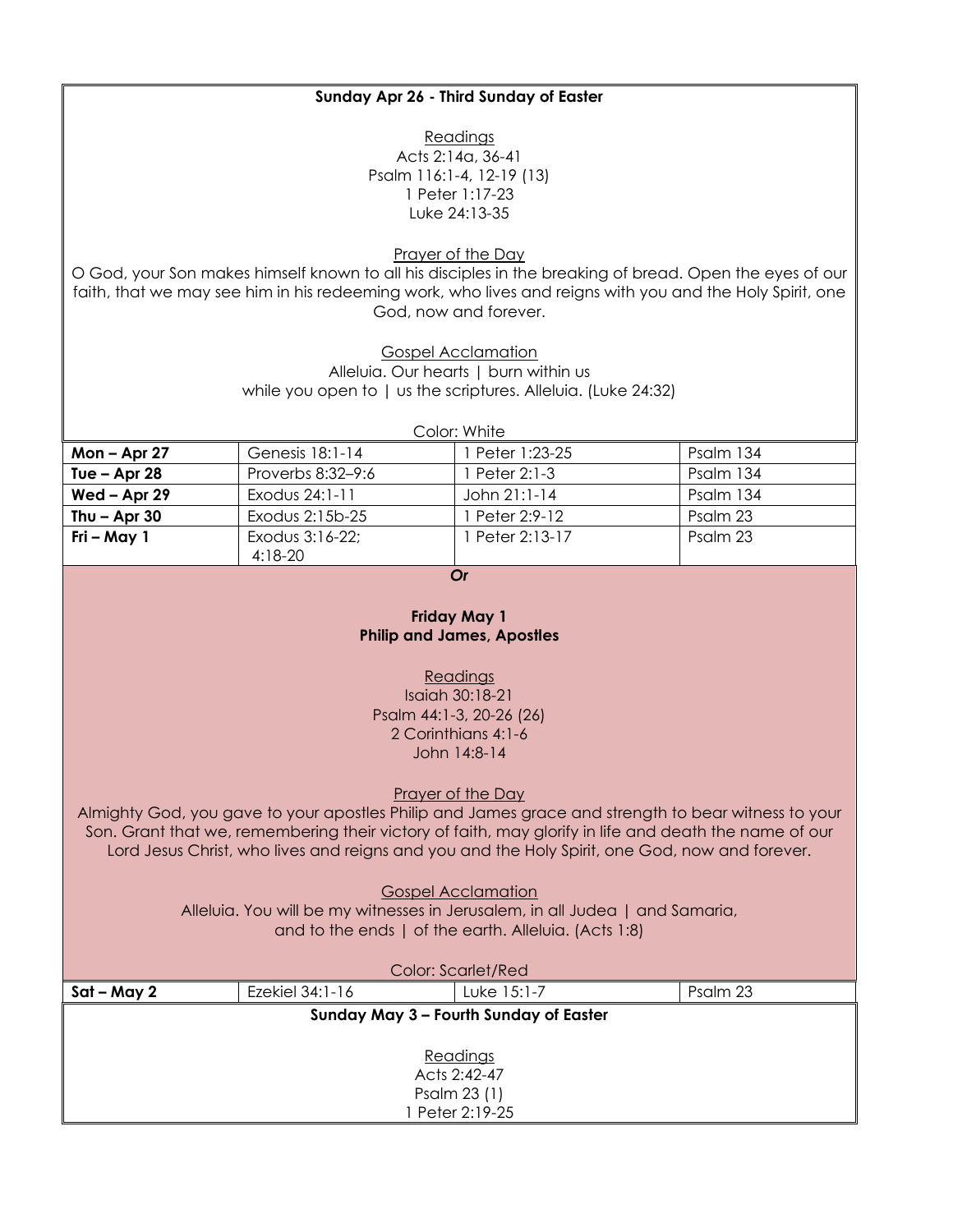**Sunday Apr 26 - Third Sunday of Easter**

Readings
Acts 2:14a, 36-41
Psalm 116:1-4, 12-19 (13)
1 Peter 1:17-23
Luke 24:13-35

Prayer of the Day
O God, your Son makes himself known to all his disciples in the breaking of bread. Open the eyes of our faith, that we may see him in his redeeming work, who lives and reigns with you and the Holy Spirit, one God, now and forever.

Gospel Acclamation
Alleluia. Our hearts | burn within us
while you open to | us the scriptures. Alleluia. (Luke 24:32)

Color: White

| | | | |
|---|---|---|---|
| **Mon – Apr 27** | Genesis 18:1-14 | 1 Peter 1:23-25 | Psalm 134 |
| **Tue – Apr 28** | Proverbs 8:32–9:6 | 1 Peter 2:1-3 | Psalm 134 |
| **Wed – Apr 29** | Exodus 24:1-11 | John 21:1-14 | Psalm 134 |
| **Thu – Apr 30** | Exodus 2:15b-25 | 1 Peter 2:9-12 | Psalm 23 |
| **Fri – May 1** | Exodus 3:16-22; 4:18-20 | 1 Peter 2:13-17 | Psalm 23 |

***Or***

**Friday May 1**
**Philip and James, Apostles**

Readings
Isaiah 30:18-21
Psalm 44:1-3, 20-26 (26)
2 Corinthians 4:1-6
John 14:8-14

Prayer of the Day
Almighty God, you gave to your apostles Philip and James grace and strength to bear witness to your Son. Grant that we, remembering their victory of faith, may glorify in life and death the name of our Lord Jesus Christ, who lives and reigns and you and the Holy Spirit, one God, now and forever.

Gospel Acclamation
Alleluia. You will be my witnesses in Jerusalem, in all Judea | and Samaria,
and to the ends | of the earth. Alleluia. (Acts 1:8)

Color: Scarlet/Red

| | | | |
|---|---|---|---|
| **Sat – May 2** | Ezekiel 34:1-16 | Luke 15:1-7 | Psalm 23 |

**Sunday May 3 – Fourth Sunday of Easter**

Readings
Acts 2:42-47
Psalm 23 (1)
1 Peter 2:19-25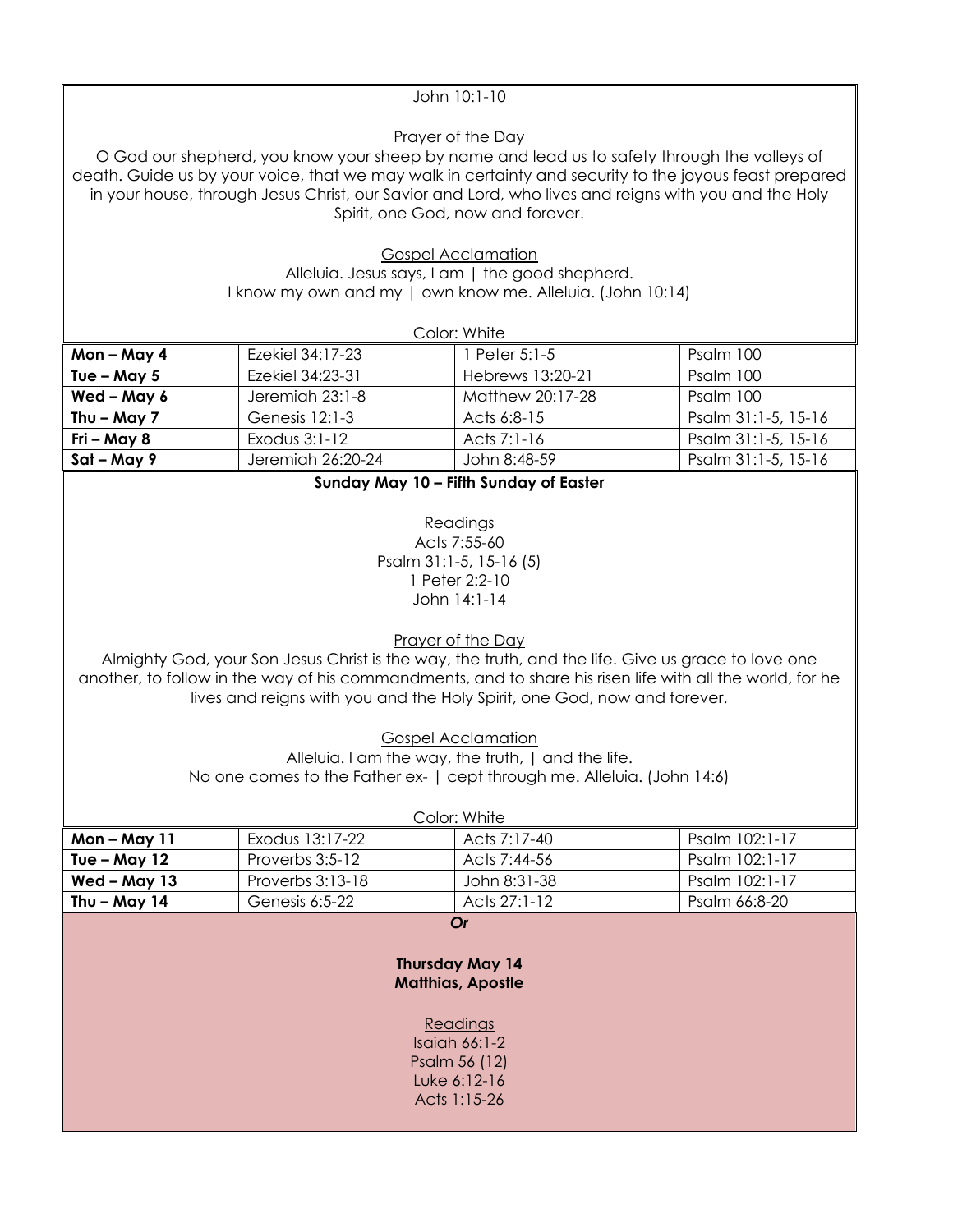John 10:1-10

Prayer of the Day

O God our shepherd, you know your sheep by name and lead us to safety through the valleys of death. Guide us by your voice, that we may walk in certainty and security to the joyous feast prepared in your house, through Jesus Christ, our Savior and Lord, who lives and reigns with you and the Holy Spirit, one God, now and forever.

Gospel Acclamation

Alleluia. Jesus says, I am | the good shepherd.
I know my own and my | own know me. Alleluia. (John 10:14)

Color: White

| | | | |
|---|---|---|---|
| **Mon – May 4** | Ezekiel 34:17-23 | 1 Peter 5:1-5 | Psalm 100 |
| **Tue – May 5** | Ezekiel 34:23-31 | Hebrews 13:20-21 | Psalm 100 |
| **Wed – May 6** | Jeremiah 23:1-8 | Matthew 20:17-28 | Psalm 100 |
| **Thu – May 7** | Genesis 12:1-3 | Acts 6:8-15 | Psalm 31:1-5, 15-16 |
| **Fri – May 8** | Exodus 3:1-12 | Acts 7:1-16 | Psalm 31:1-5, 15-16 |
| **Sat – May 9** | Jeremiah 26:20-24 | John 8:48-59 | Psalm 31:1-5, 15-16 |

**Sunday May 10 – Fifth Sunday of Easter**

Readings

Acts 7:55-60
Psalm 31:1-5, 15-16 (5)
1 Peter 2:2-10
John 14:1-14

Prayer of the Day

Almighty God, your Son Jesus Christ is the way, the truth, and the life. Give us grace to love one another, to follow in the way of his commandments, and to share his risen life with all the world, for he lives and reigns with you and the Holy Spirit, one God, now and forever.

Gospel Acclamation

Alleluia. I am the way, the truth, | and the life.
No one comes to the Father ex- | cept through me. Alleluia. (John 14:6)

Color: White

| | | | |
|---|---|---|---|
| **Mon – May 11** | Exodus 13:17-22 | Acts 7:17-40 | Psalm 102:1-17 |
| **Tue – May 12** | Proverbs 3:5-12 | Acts 7:44-56 | Psalm 102:1-17 |
| **Wed – May 13** | Proverbs 3:13-18 | John 8:31-38 | Psalm 102:1-17 |
| **Thu – May 14** | Genesis 6:5-22 | Acts 27:1-12 | Psalm 66:8-20 |

***Or***

**Thursday May 14**
**Matthias, Apostle**

Readings

Isaiah 66:1-2
Psalm 56 (12)
Luke 6:12-16
Acts 1:15-26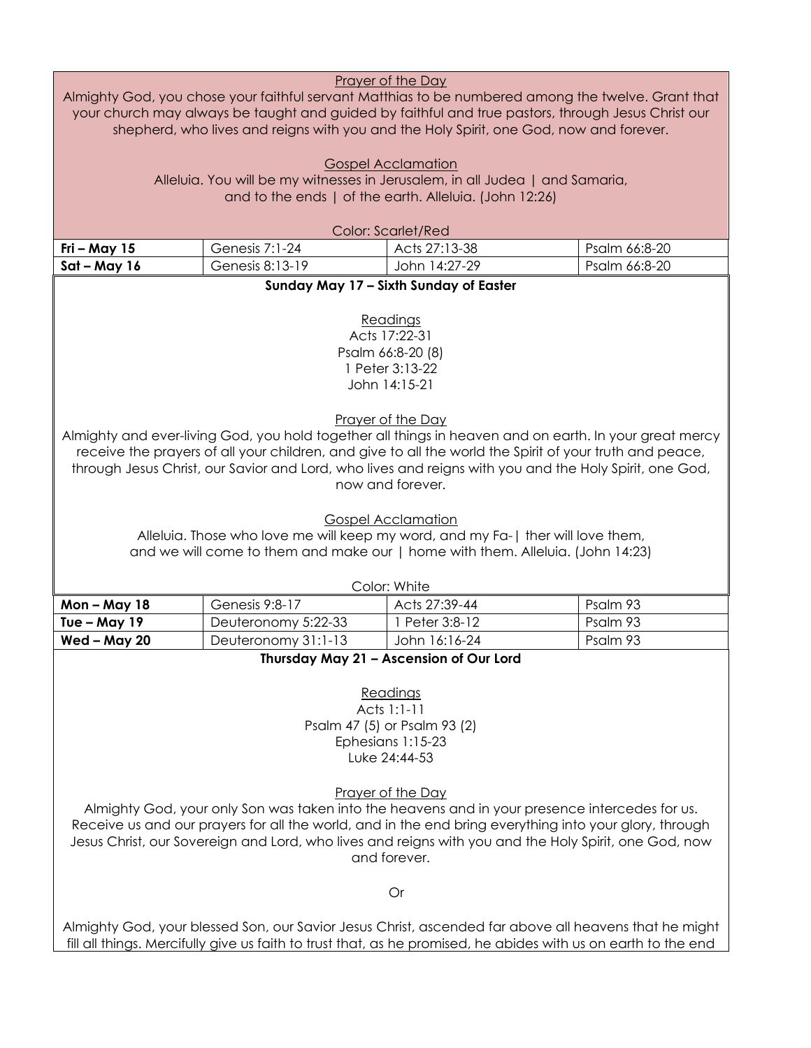Prayer of the Day

Almighty God, you chose your faithful servant Matthias to be numbered among the twelve. Grant that your church may always be taught and guided by faithful and true pastors, through Jesus Christ our shepherd, who lives and reigns with you and the Holy Spirit, one God, now and forever.

Gospel Acclamation

Alleluia. You will be my witnesses in Jerusalem, in all Judea | and Samaria, and to the ends | of the earth. Alleluia. (John 12:26)

Color: Scarlet/Red

| | | | |
|---|---|---|---|
| **Fri – May 15** | Genesis 7:1-24 | Acts 27:13-38 | Psalm 66:8-20 |
| **Sat – May 16** | Genesis 8:13-19 | John 14:27-29 | Psalm 66:8-20 |

**Sunday May 17 – Sixth Sunday of Easter**

Readings

Acts 17:22-31
Psalm 66:8-20 (8)
1 Peter 3:13-22
John 14:15-21

Prayer of the Day

Almighty and ever-living God, you hold together all things in heaven and on earth. In your great mercy receive the prayers of all your children, and give to all the world the Spirit of your truth and peace, through Jesus Christ, our Savior and Lord, who lives and reigns with you and the Holy Spirit, one God, now and forever.

Gospel Acclamation

Alleluia. Those who love me will keep my word, and my Fa-| ther will love them, and we will come to them and make our | home with them. Alleluia. (John 14:23)

Color: White

| | | | |
|---|---|---|---|
| **Mon – May 18** | Genesis 9:8-17 | Acts 27:39-44 | Psalm 93 |
| **Tue – May 19** | Deuteronomy 5:22-33 | 1 Peter 3:8-12 | Psalm 93 |
| **Wed – May 20** | Deuteronomy 31:1-13 | John 16:16-24 | Psalm 93 |

**Thursday May 21 – Ascension of Our Lord**

Readings

Acts 1:1-11
Psalm 47 (5) or Psalm 93 (2)
Ephesians 1:15-23
Luke 24:44-53

Prayer of the Day

Almighty God, your only Son was taken into the heavens and in your presence intercedes for us. Receive us and our prayers for all the world, and in the end bring everything into your glory, through Jesus Christ, our Sovereign and Lord, who lives and reigns with you and the Holy Spirit, one God, now and forever.

Or

Almighty God, your blessed Son, our Savior Jesus Christ, ascended far above all heavens that he might fill all things. Mercifully give us faith to trust that, as he promised, he abides with us on earth to the end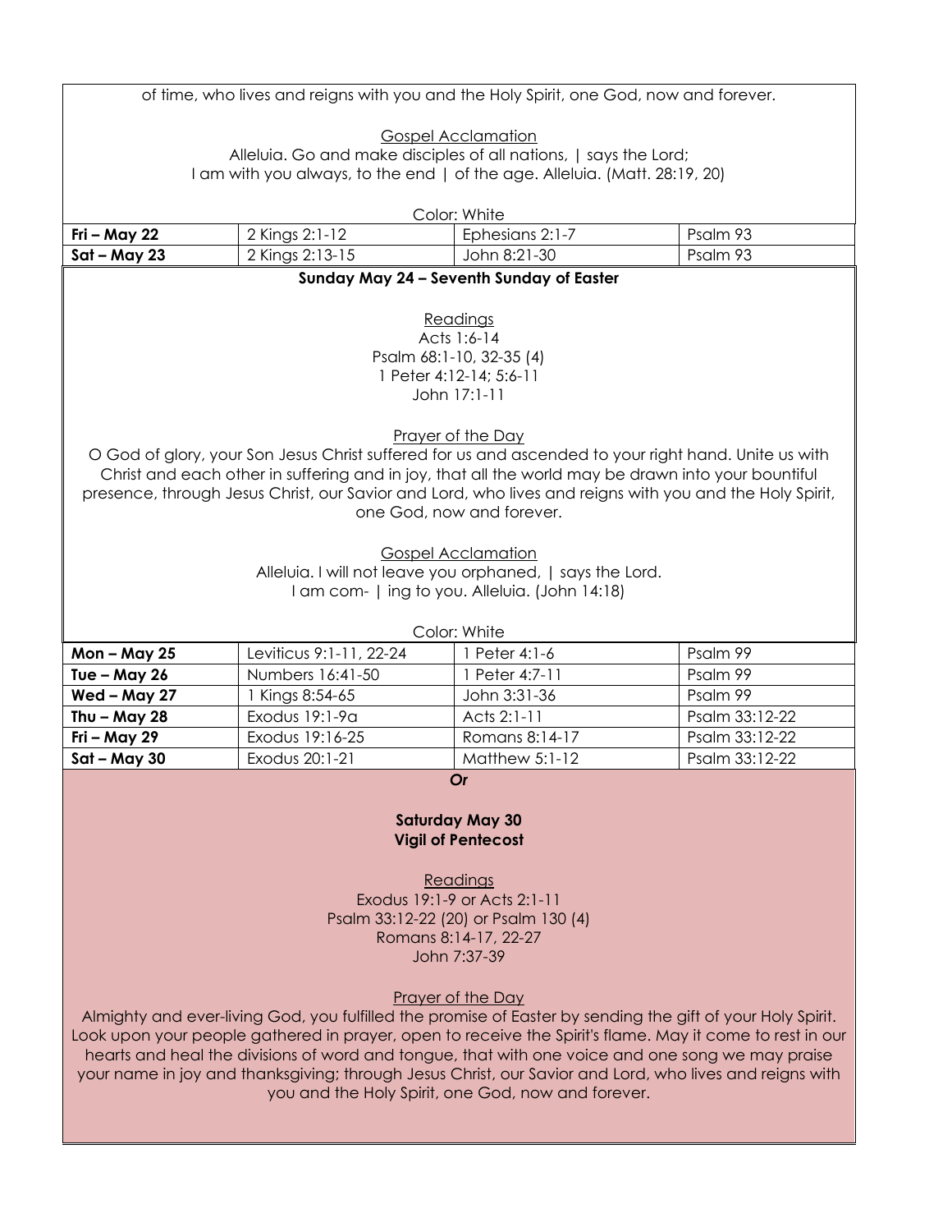of time, who lives and reigns with you and the Holy Spirit, one God, now and forever.

Gospel Acclamation

Alleluia. Go and make disciples of all nations, | says the Lord;
I am with you always, to the end | of the age. Alleluia. (Matt. 28:19, 20)

Color: White

| | | | |
|---|---|---|---|
| **Fri – May 22** | 2 Kings 2:1-12 | Ephesians 2:1-7 | Psalm 93 |
| **Sat – May 23** | 2 Kings 2:13-15 | John 8:21-30 | Psalm 93 |

**Sunday May 24 – Seventh Sunday of Easter**

Readings

Acts 1:6-14
Psalm 68:1-10, 32-35 (4)
1 Peter 4:12-14; 5:6-11
John 17:1-11

Prayer of the Day

O God of glory, your Son Jesus Christ suffered for us and ascended to your right hand. Unite us with Christ and each other in suffering and in joy, that all the world may be drawn into your bountiful presence, through Jesus Christ, our Savior and Lord, who lives and reigns with you and the Holy Spirit, one God, now and forever.

Gospel Acclamation

Alleluia. I will not leave you orphaned, | says the Lord.
I am com- | ing to you. Alleluia. (John 14:18)

Color: White

| | | | |
|---|---|---|---|
| **Mon – May 25** | Leviticus 9:1-11, 22-24 | 1 Peter 4:1-6 | Psalm 99 |
| **Tue – May 26** | Numbers 16:41-50 | 1 Peter 4:7-11 | Psalm 99 |
| **Wed – May 27** | 1 Kings 8:54-65 | John 3:31-36 | Psalm 99 |
| **Thu – May 28** | Exodus 19:1-9a | Acts 2:1-11 | Psalm 33:12-22 |
| **Fri – May 29** | Exodus 19:16-25 | Romans 8:14-17 | Psalm 33:12-22 |
| **Sat – May 30** | Exodus 20:1-21 | Matthew 5:1-12 | Psalm 33:12-22 |

***Or***

**Saturday May 30**
**Vigil of Pentecost**

Readings

Exodus 19:1-9 or Acts 2:1-11
Psalm 33:12-22 (20) or Psalm 130 (4)
Romans 8:14-17, 22-27
John 7:37-39

Prayer of the Day

Almighty and ever-living God, you fulfilled the promise of Easter by sending the gift of your Holy Spirit. Look upon your people gathered in prayer, open to receive the Spirit's flame. May it come to rest in our hearts and heal the divisions of word and tongue, that with one voice and one song we may praise your name in joy and thanksgiving; through Jesus Christ, our Savior and Lord, who lives and reigns with you and the Holy Spirit, one God, now and forever.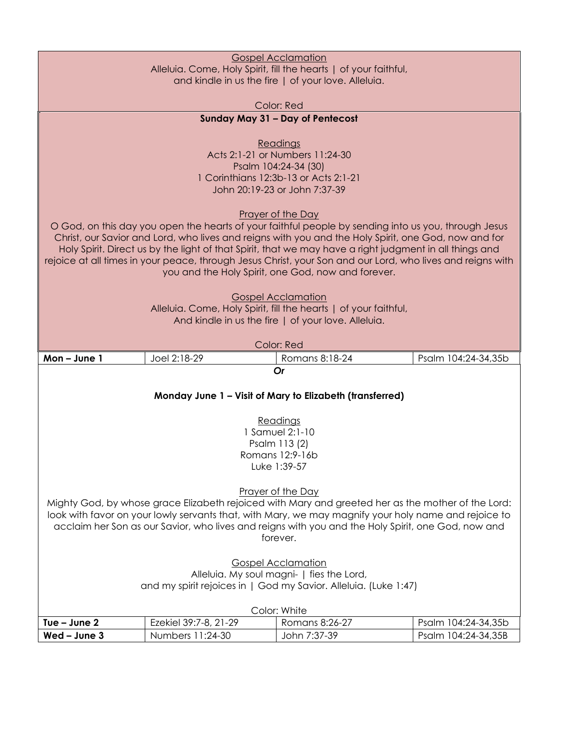Gospel Acclamation
Alleluia. Come, Holy Spirit, fill the hearts | of your faithful,
and kindle in us the fire | of your love. Alleluia.

Color: Red

**Sunday May 31 – Day of Pentecost**

Readings
Acts 2:1-21 or Numbers 11:24-30
Psalm 104:24-34 (30)
1 Corinthians 12:3b-13 or Acts 2:1-21
John 20:19-23 or John 7:37-39

Prayer of the Day
O God, on this day you open the hearts of your faithful people by sending into us you, through Jesus Christ, our Savior and Lord, who lives and reigns with you and the Holy Spirit, one God, now and for Holy Spirit. Direct us by the light of that Spirit, that we may have a right judgment in all things and rejoice at all times in your peace, through Jesus Christ, your Son and our Lord, who lives and reigns with you and the Holy Spirit, one God, now and forever.

Gospel Acclamation
Alleluia. Come, Holy Spirit, fill the hearts | of your faithful,
And kindle in us the fire | of your love. Alleluia.

Color: Red

| | | | |
|---|---|---|---|
| **Mon – June 1** | Joel 2:18-29 | Romans 8:18-24 | Psalm 104:24-34,35b |

***Or***

**Monday June 1 – Visit of Mary to Elizabeth (transferred)**

Readings
1 Samuel 2:1-10
Psalm 113 (2)
Romans 12:9-16b
Luke 1:39-57

Prayer of the Day
Mighty God, by whose grace Elizabeth rejoiced with Mary and greeted her as the mother of the Lord: look with favor on your lowly servants that, with Mary, we may magnify your holy name and rejoice to acclaim her Son as our Savior, who lives and reigns with you and the Holy Spirit, one God, now and forever.

Gospel Acclamation
Alleluia. My soul magni- | fies the Lord,
and my spirit rejoices in | God my Savior. Alleluia. (Luke 1:47)

Color: White

| | | | |
|---|---|---|---|
| **Tue – June 2** | Ezekiel 39:7-8, 21-29 | Romans 8:26-27 | Psalm 104:24-34,35b |
| **Wed – June 3** | Numbers 11:24-30 | John 7:37-39 | Psalm 104:24-34,35B |